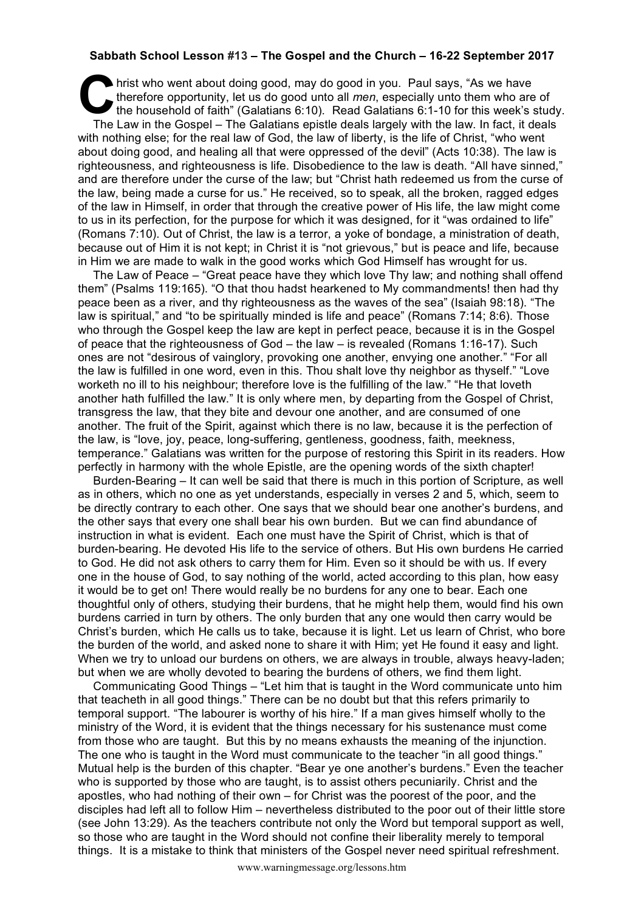**Sabbath School Lesson #13 – The Gospel and the Church – 16-22 September 2017**

Christ who went about doing good, may do good in you. Paul says, "As we have therefore opportunity, let us do good unto all *men*, especially unto them who are of the household of faith" (Galatians 6:10). Read Galatians 6:1-10 for this week's study.

The Law in the Gospel – The Galatians epistle deals largely with the law. In fact, it deals with nothing else; for the real law of God, the law of liberty, is the life of Christ, "who went about doing good, and healing all that were oppressed of the devil" (Acts 10:38). The law is righteousness, and righteousness is life. Disobedience to the law is death. "All have sinned," and are therefore under the curse of the law; but "Christ hath redeemed us from the curse of the law, being made a curse for us." He received, so to speak, all the broken, ragged edges of the law in Himself, in order that through the creative power of His life, the law might come to us in its perfection, for the purpose for which it was designed, for it "was ordained to life" (Romans 7:10). Out of Christ, the law is a terror, a yoke of bondage, a ministration of death, because out of Him it is not kept; in Christ it is "not grievous," but is peace and life, because in Him we are made to walk in the good works which God Himself has wrought for us.

The Law of Peace – "Great peace have they which love Thy law; and nothing shall offend them" (Psalms 119:165). "O that thou hadst hearkened to My commandments! then had thy peace been as a river, and thy righteousness as the waves of the sea" (Isaiah 98:18). "The law is spiritual," and "to be spiritually minded is life and peace" (Romans 7:14; 8:6). Those who through the Gospel keep the law are kept in perfect peace, because it is in the Gospel of peace that the righteousness of God – the law – is revealed (Romans 1:16-17). Such ones are not "desirous of vainglory, provoking one another, envying one another." "For all the law is fulfilled in one word, even in this. Thou shalt love thy neighbor as thyself." "Love worketh no ill to his neighbour; therefore love is the fulfilling of the law." "He that loveth another hath fulfilled the law." It is only where men, by departing from the Gospel of Christ, transgress the law, that they bite and devour one another, and are consumed of one another. The fruit of the Spirit, against which there is no law, because it is the perfection of the law, is "love, joy, peace, long-suffering, gentleness, goodness, faith, meekness, temperance." Galatians was written for the purpose of restoring this Spirit in its readers. How perfectly in harmony with the whole Epistle, are the opening words of the sixth chapter!

Burden-Bearing – It can well be said that there is much in this portion of Scripture, as well as in others, which no one as yet understands, especially in verses 2 and 5, which, seem to be directly contrary to each other. One says that we should bear one another's burdens, and the other says that every one shall bear his own burden. But we can find abundance of instruction in what is evident. Each one must have the Spirit of Christ, which is that of burden-bearing. He devoted His life to the service of others. But His own burdens He carried to God. He did not ask others to carry them for Him. Even so it should be with us. If every one in the house of God, to say nothing of the world, acted according to this plan, how easy it would be to get on! There would really be no burdens for any one to bear. Each one thoughtful only of others, studying their burdens, that he might help them, would find his own burdens carried in turn by others. The only burden that any one would then carry would be Christ's burden, which He calls us to take, because it is light. Let us learn of Christ, who bore the burden of the world, and asked none to share it with Him; yet He found it easy and light. When we try to unload our burdens on others, we are always in trouble, always heavy-laden; but when we are wholly devoted to bearing the burdens of others, we find them light.

Communicating Good Things – "Let him that is taught in the Word communicate unto him that teacheth in all good things." There can be no doubt but that this refers primarily to temporal support. "The labourer is worthy of his hire." If a man gives himself wholly to the ministry of the Word, it is evident that the things necessary for his sustenance must come from those who are taught. But this by no means exhausts the meaning of the injunction. The one who is taught in the Word must communicate to the teacher "in all good things." Mutual help is the burden of this chapter. "Bear ye one another's burdens." Even the teacher who is supported by those who are taught, is to assist others pecuniarily. Christ and the apostles, who had nothing of their own – for Christ was the poorest of the poor, and the disciples had left all to follow Him – nevertheless distributed to the poor out of their little store (see John 13:29). As the teachers contribute not only the Word but temporal support as well, so those who are taught in the Word should not confine their liberality merely to temporal things. It is a mistake to think that ministers of the Gospel never need spiritual refreshment.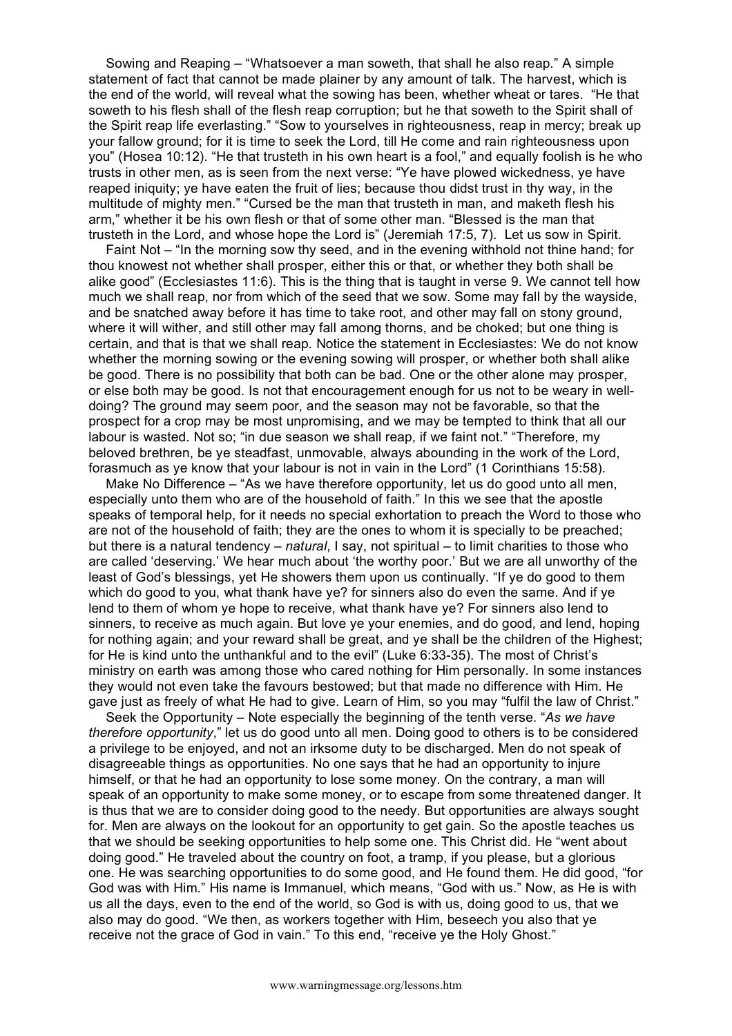Sowing and Reaping – "Whatsoever a man soweth, that shall he also reap." A simple statement of fact that cannot be made plainer by any amount of talk. The harvest, which is the end of the world, will reveal what the sowing has been, whether wheat or tares. "He that soweth to his flesh shall of the flesh reap corruption; but he that soweth to the Spirit shall of the Spirit reap life everlasting." "Sow to yourselves in righteousness, reap in mercy; break up your fallow ground; for it is time to seek the Lord, till He come and rain righteousness upon you" (Hosea 10:12). "He that trusteth in his own heart is a fool," and equally foolish is he who trusts in other men, as is seen from the next verse: "Ye have plowed wickedness, ye have reaped iniquity; ye have eaten the fruit of lies; because thou didst trust in thy way, in the multitude of mighty men." "Cursed be the man that trusteth in man, and maketh flesh his arm," whether it be his own flesh or that of some other man. "Blessed is the man that trusteth in the Lord, and whose hope the Lord is" (Jeremiah 17:5, 7). Let us sow in Spirit.

Faint Not – "In the morning sow thy seed, and in the evening withhold not thine hand; for thou knowest not whether shall prosper, either this or that, or whether they both shall be alike good" (Ecclesiastes 11:6). This is the thing that is taught in verse 9. We cannot tell how much we shall reap, nor from which of the seed that we sow. Some may fall by the wayside, and be snatched away before it has time to take root, and other may fall on stony ground, where it will wither, and still other may fall among thorns, and be choked; but one thing is certain, and that is that we shall reap. Notice the statement in Ecclesiastes: We do not know whether the morning sowing or the evening sowing will prosper, or whether both shall alike be good. There is no possibility that both can be bad. One or the other alone may prosper, or else both may be good. Is not that encouragement enough for us not to be weary in well-doing? The ground may seem poor, and the season may not be favorable, so that the prospect for a crop may be most unpromising, and we may be tempted to think that all our labour is wasted. Not so; "in due season we shall reap, if we faint not." "Therefore, my beloved brethren, be ye steadfast, unmovable, always abounding in the work of the Lord, forasmuch as ye know that your labour is not in vain in the Lord" (1 Corinthians 15:58).

Make No Difference – "As we have therefore opportunity, let us do good unto all men, especially unto them who are of the household of faith." In this we see that the apostle speaks of temporal help, for it needs no special exhortation to preach the Word to those who are not of the household of faith; they are the ones to whom it is specially to be preached; but there is a natural tendency – *natural*, I say, not spiritual – to limit charities to those who are called 'deserving.' We hear much about 'the worthy poor.' But we are all unworthy of the least of God's blessings, yet He showers them upon us continually. "If ye do good to them which do good to you, what thank have ye? for sinners also do even the same. And if ye lend to them of whom ye hope to receive, what thank have ye? For sinners also lend to sinners, to receive as much again. But love ye your enemies, and do good, and lend, hoping for nothing again; and your reward shall be great, and ye shall be the children of the Highest; for He is kind unto the unthankful and to the evil" (Luke 6:33-35). The most of Christ's ministry on earth was among those who cared nothing for Him personally. In some instances they would not even take the favours bestowed; but that made no difference with Him. He gave just as freely of what He had to give. Learn of Him, so you may "fulfil the law of Christ."

Seek the Opportunity – Note especially the beginning of the tenth verse. "*As we have therefore opportunity*," let us do good unto all men. Doing good to others is to be considered a privilege to be enjoyed, and not an irksome duty to be discharged. Men do not speak of disagreeable things as opportunities. No one says that he had an opportunity to injure himself, or that he had an opportunity to lose some money. On the contrary, a man will speak of an opportunity to make some money, or to escape from some threatened danger. It is thus that we are to consider doing good to the needy. But opportunities are always sought for. Men are always on the lookout for an opportunity to get gain. So the apostle teaches us that we should be seeking opportunities to help some one. This Christ did. He "went about doing good." He traveled about the country on foot, a tramp, if you please, but a glorious one. He was searching opportunities to do some good, and He found them. He did good, "for God was with Him." His name is Immanuel, which means, "God with us." Now, as He is with us all the days, even to the end of the world, so God is with us, doing good to us, that we also may do good. "We then, as workers together with Him, beseech you also that ye receive not the grace of God in vain." To this end, "receive ye the Holy Ghost."

www.warningmessage.org/lessons.htm